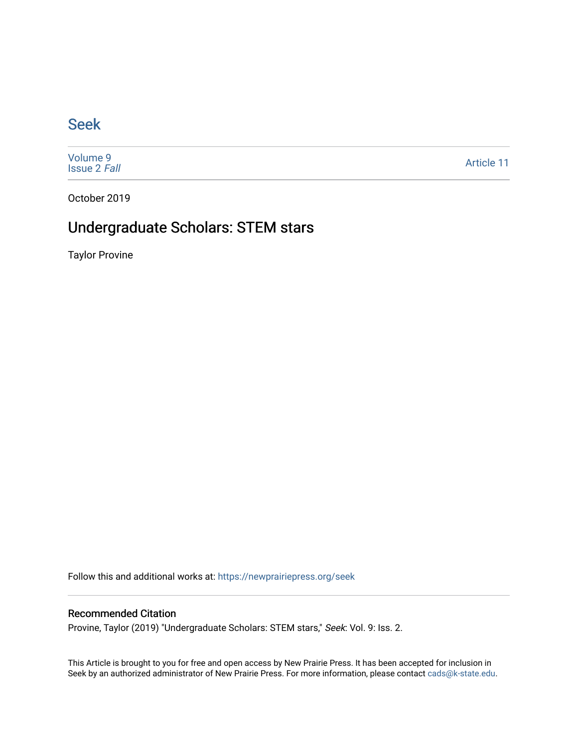# Seek

Volume 9
Issue 2 *Fall*

Article 11

October 2019

## Undergraduate Scholars: STEM stars

Taylor Provine

Follow this and additional works at: https://newprairiepress.org/seek

### Recommended Citation

Provine, Taylor (2019) "Undergraduate Scholars: STEM stars," *Seek*: Vol. 9: Iss. 2.

This Article is brought to you for free and open access by New Prairie Press. It has been accepted for inclusion in Seek by an authorized administrator of New Prairie Press. For more information, please contact cads@k-state.edu.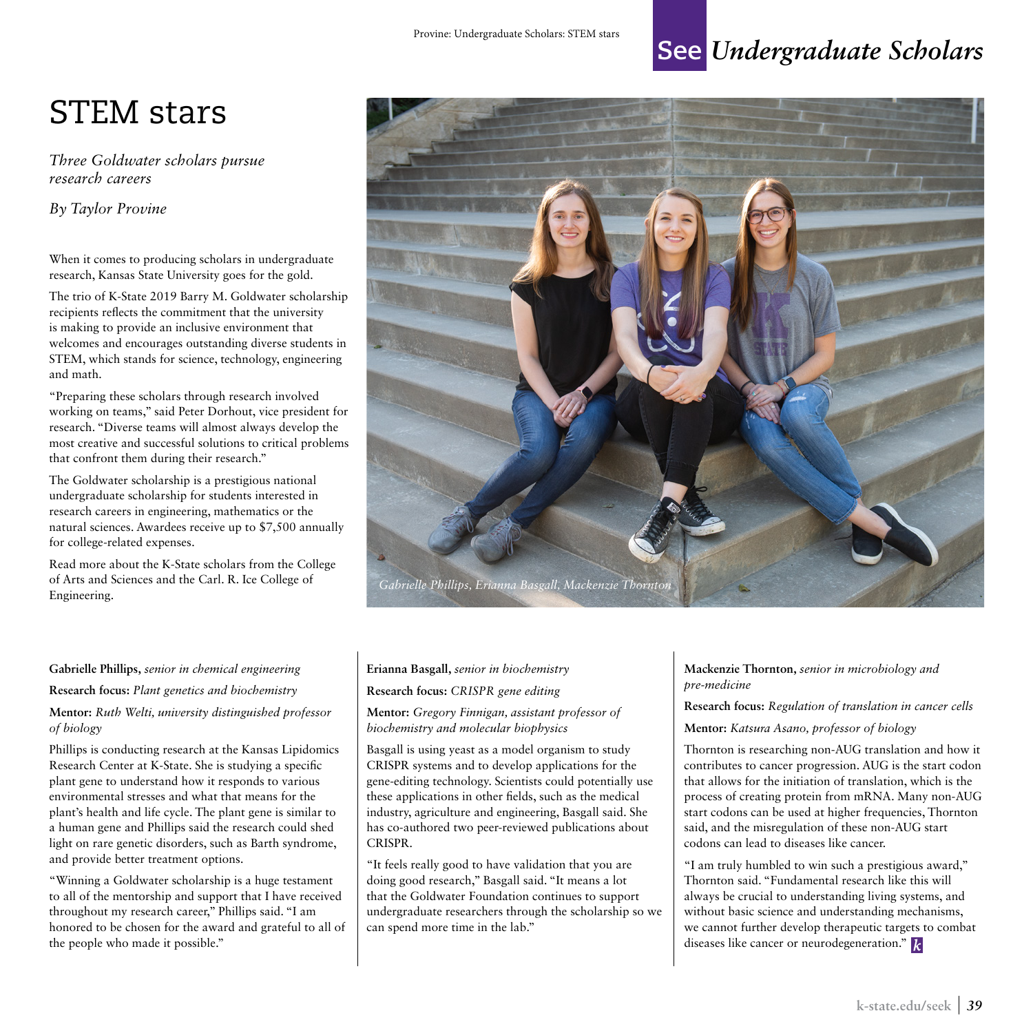# STEM stars

*Three Goldwater scholars pursue research careers*

*By Taylor Provine*

When it comes to producing scholars in undergraduate research, Kansas State University goes for the gold.

The trio of K-State 2019 Barry M. Goldwater scholarship recipients reflects the commitment that the university is making to provide an inclusive environment that welcomes and encourages outstanding diverse students in STEM, which stands for science, technology, engineering and math.

"Preparing these scholars through research involved working on teams," said Peter Dorhout, vice president for research. "Diverse teams will almost always develop the most creative and successful solutions to critical problems that confront them during their research."

The Goldwater scholarship is a prestigious national undergraduate scholarship for students interested in research careers in engineering, mathematics or the natural sciences. Awardees receive up to $7,500 annually for college-related expenses.

Read more about the K-State scholars from the College of Arts and Sciences and the Carl. R. Ice College of Engineering.

*Gabrielle Phillips, Erianna Basgall, Mackenzie Thornton*

**Gabrielle Phillips,** *senior in chemical engineering*

**Research focus:** *Plant genetics and biochemistry*

**Mentor:** *Ruth Welti, university distinguished professor of biology*

Phillips is conducting research at the Kansas Lipidomics Research Center at K-State. She is studying a specific plant gene to understand how it responds to various environmental stresses and what that means for the plant's health and life cycle. The plant gene is similar to a human gene and Phillips said the research could shed light on rare genetic disorders, such as Barth syndrome, and provide better treatment options.

"Winning a Goldwater scholarship is a huge testament to all of the mentorship and support that I have received throughout my research career," Phillips said. "I am honored to be chosen for the award and grateful to all of the people who made it possible."

**Erianna Basgall,** *senior in biochemistry*

**Research focus:** *CRISPR gene editing*

**Mentor:** *Gregory Finnigan, assistant professor of biochemistry and molecular biophysics*

Basgall is using yeast as a model organism to study CRISPR systems and to develop applications for the gene-editing technology. Scientists could potentially use these applications in other fields, such as the medical industry, agriculture and engineering, Basgall said. She has co-authored two peer-reviewed publications about CRISPR.

"It feels really good to have validation that you are doing good research," Basgall said. "It means a lot that the Goldwater Foundation continues to support undergraduate researchers through the scholarship so we can spend more time in the lab."

**Mackenzie Thornton,** *senior in microbiology and pre-medicine*

**Research focus:** *Regulation of translation in cancer cells*

**Mentor:** *Katsura Asano, professor of biology*

Thornton is researching non-AUG translation and how it contributes to cancer progression. AUG is the start codon that allows for the initiation of translation, which is the process of creating protein from mRNA. Many non-AUG start codons can be used at higher frequencies, Thornton said, and the misregulation of these non-AUG start codons can lead to diseases like cancer.

"I am truly humbled to win such a prestigious award," Thornton said. "Fundamental research like this will always be crucial to understanding living systems, and without basic science and understanding mechanisms, we cannot further develop therapeutic targets to combat diseases like cancer or neurodegeneration."